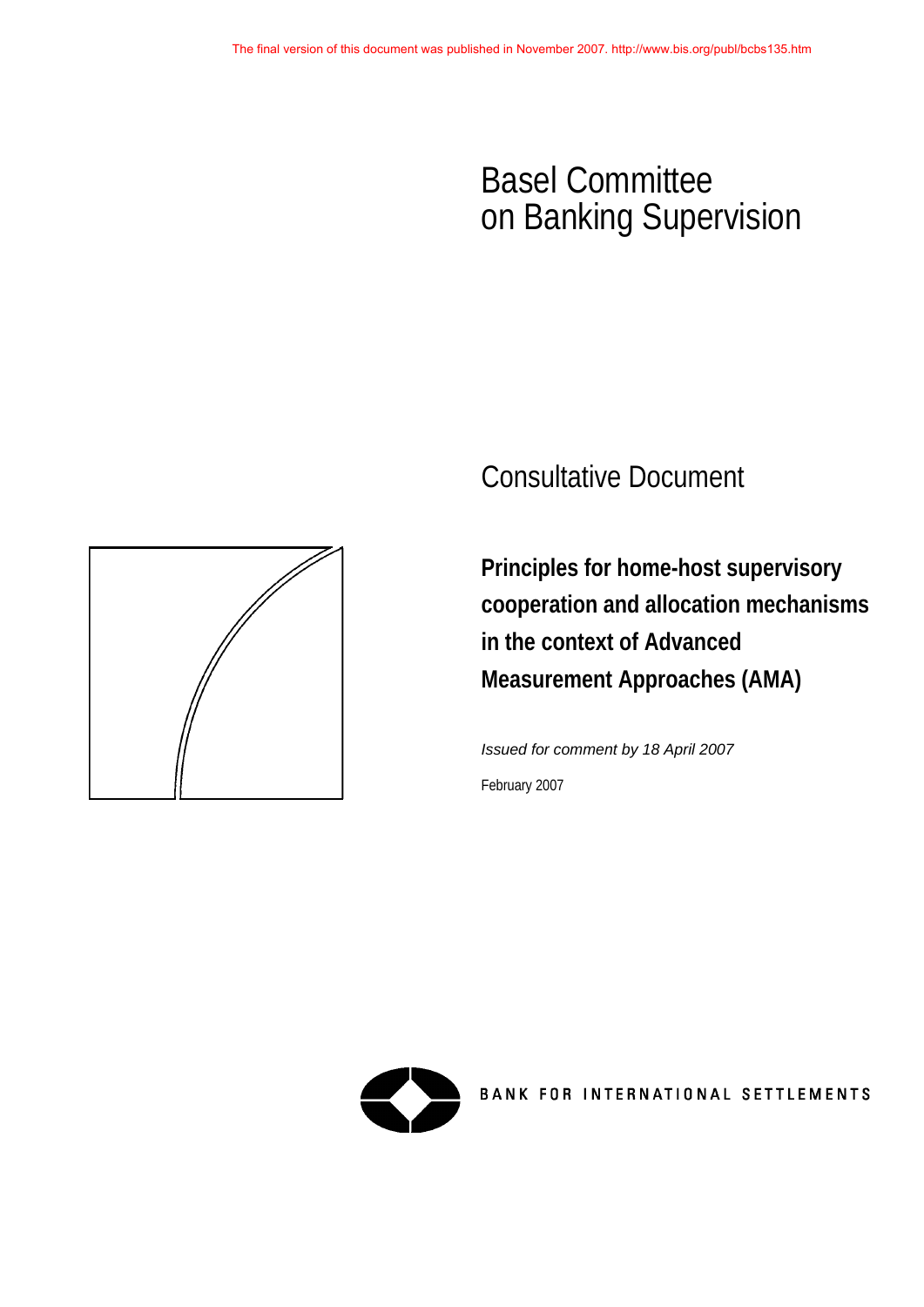The final version of this document was published in November 2007. http://www.bis.org/publ/bcbs135.htm

# Basel Committee on Banking Supervision

## Consultative Document

**Principles for home-host supervisory cooperation and allocation mechanisms in the context of Advanced Measurement Approaches (AMA)**

*Issued for comment by 18 April 2007*

February 2007

BANK FOR INTERNATIONAL SETTLEMENTS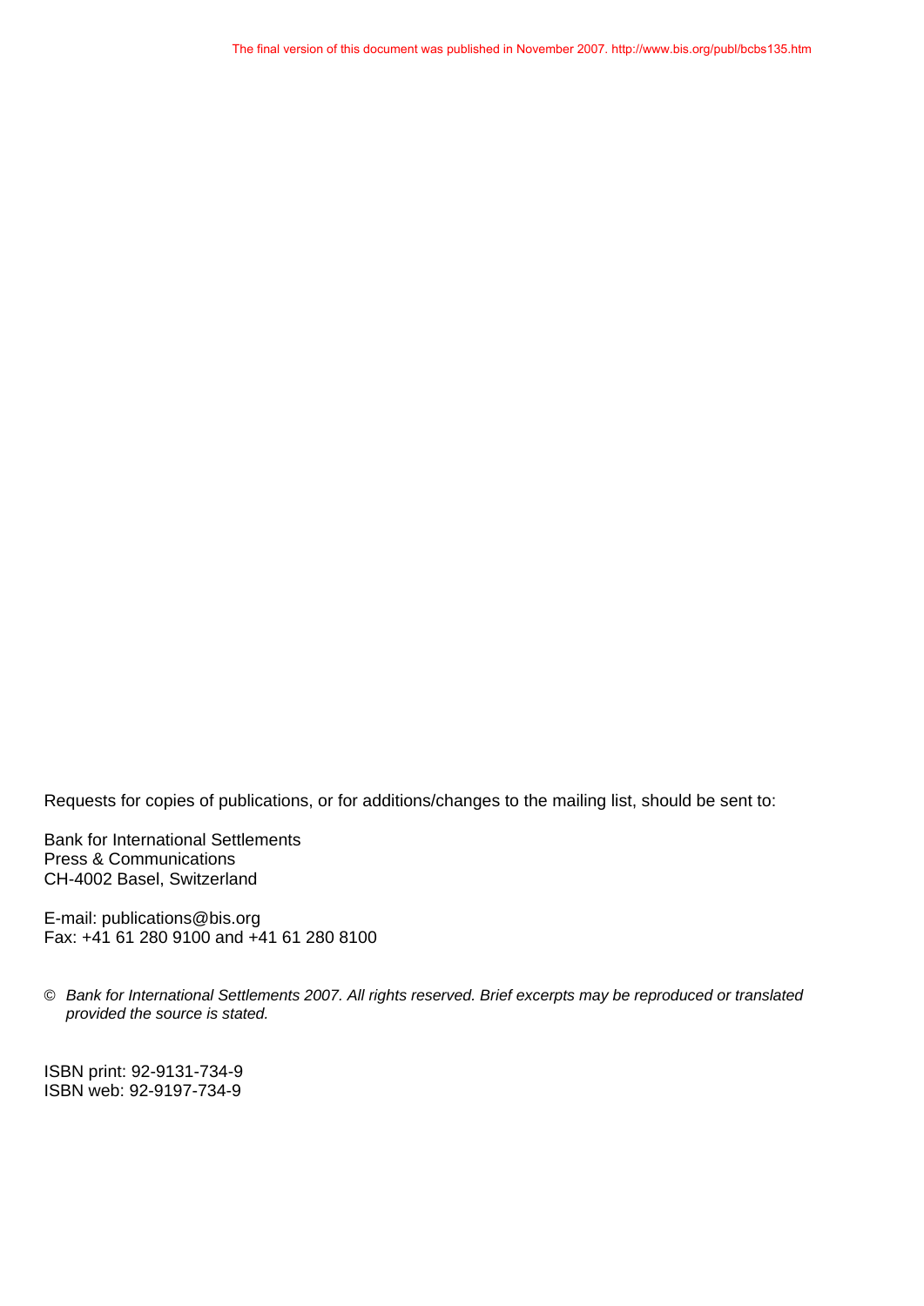The final version of this document was published in November 2007. http://www.bis.org/publ/bcbs135.htm

Requests for copies of publications, or for additions/changes to the mailing list, should be sent to:

Bank for International Settlements
Press & Communications
CH-4002 Basel, Switzerland

E-mail: publications@bis.org
Fax: +41 61 280 9100 and +41 61 280 8100

© *Bank for International Settlements 2007. All rights reserved. Brief excerpts may be reproduced or translated provided the source is stated.*

ISBN print: 92-9131-734-9
ISBN web: 92-9197-734-9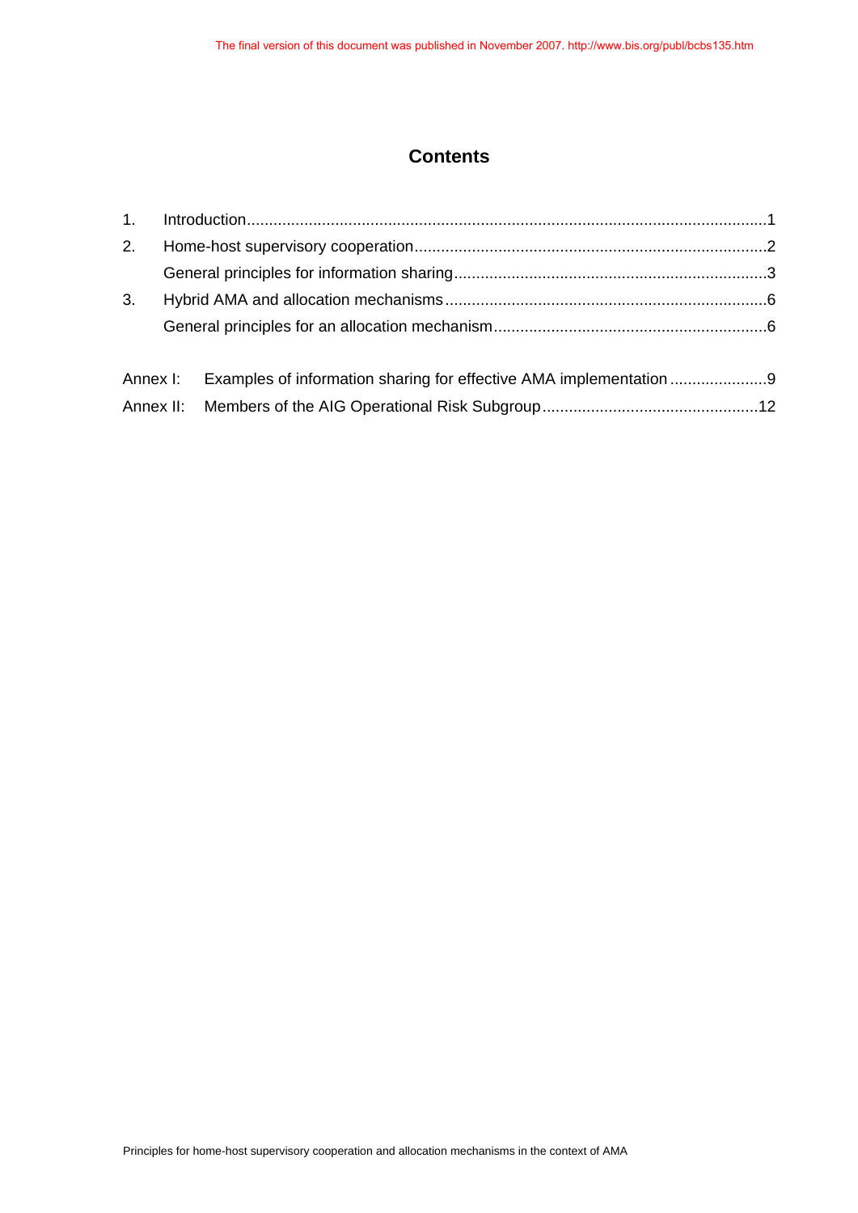The final version of this document was published in November 2007. http://www.bis.org/publ/bcbs135.htm

# Contents

1. Introduction .....1
2. Home-host supervisory cooperation .....2
   General principles for information sharing .....3
3. Hybrid AMA and allocation mechanisms .....6
   General principles for an allocation mechanism .....6

Annex I: Examples of information sharing for effective AMA implementation .....9

Annex II: Members of the AIG Operational Risk Subgroup .....12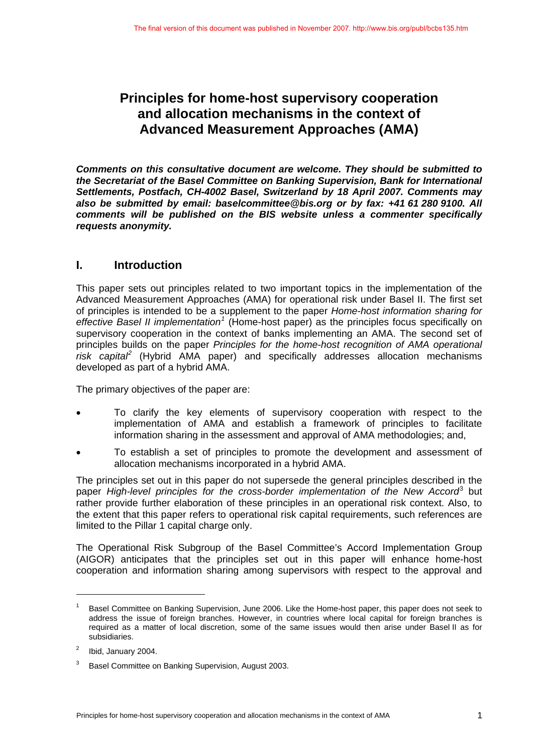The final version of this document was published in November 2007. http://www.bis.org/publ/bcbs135.htm

# Principles for home-host supervisory cooperation and allocation mechanisms in the context of Advanced Measurement Approaches (AMA)

***Comments on this consultative document are welcome. They should be submitted to the Secretariat of the Basel Committee on Banking Supervision, Bank for International Settlements, Postfach, CH-4002 Basel, Switzerland by 18 April 2007. Comments may also be submitted by email: baselcommittee@bis.org or by fax: +41 61 280 9100. All comments will be published on the BIS website unless a commenter specifically requests anonymity.***

## I. Introduction

This paper sets out principles related to two important topics in the implementation of the Advanced Measurement Approaches (AMA) for operational risk under Basel II. The first set of principles is intended to be a supplement to the paper *Home-host information sharing for effective Basel II implementation*[1] (Home-host paper) as the principles focus specifically on supervisory cooperation in the context of banks implementing an AMA. The second set of principles builds on the paper *Principles for the home-host recognition of AMA operational risk capital*[2] (Hybrid AMA paper) and specifically addresses allocation mechanisms developed as part of a hybrid AMA.

The primary objectives of the paper are:

- To clarify the key elements of supervisory cooperation with respect to the implementation of AMA and establish a framework of principles to facilitate information sharing in the assessment and approval of AMA methodologies; and,
- To establish a set of principles to promote the development and assessment of allocation mechanisms incorporated in a hybrid AMA.

The principles set out in this paper do not supersede the general principles described in the paper *High-level principles for the cross-border implementation of the New Accord*[3] but rather provide further elaboration of these principles in an operational risk context. Also, to the extent that this paper refers to operational risk capital requirements, such references are limited to the Pillar 1 capital charge only.

The Operational Risk Subgroup of the Basel Committee's Accord Implementation Group (AIGOR) anticipates that the principles set out in this paper will enhance home-host cooperation and information sharing among supervisors with respect to the approval and

---

[1] Basel Committee on Banking Supervision, June 2006. Like the Home-host paper, this paper does not seek to address the issue of foreign branches. However, in countries where local capital for foreign branches is required as a matter of local discretion, some of the same issues would then arise under Basel II as for subsidiaries.

[2] Ibid, January 2004.

[3] Basel Committee on Banking Supervision, August 2003.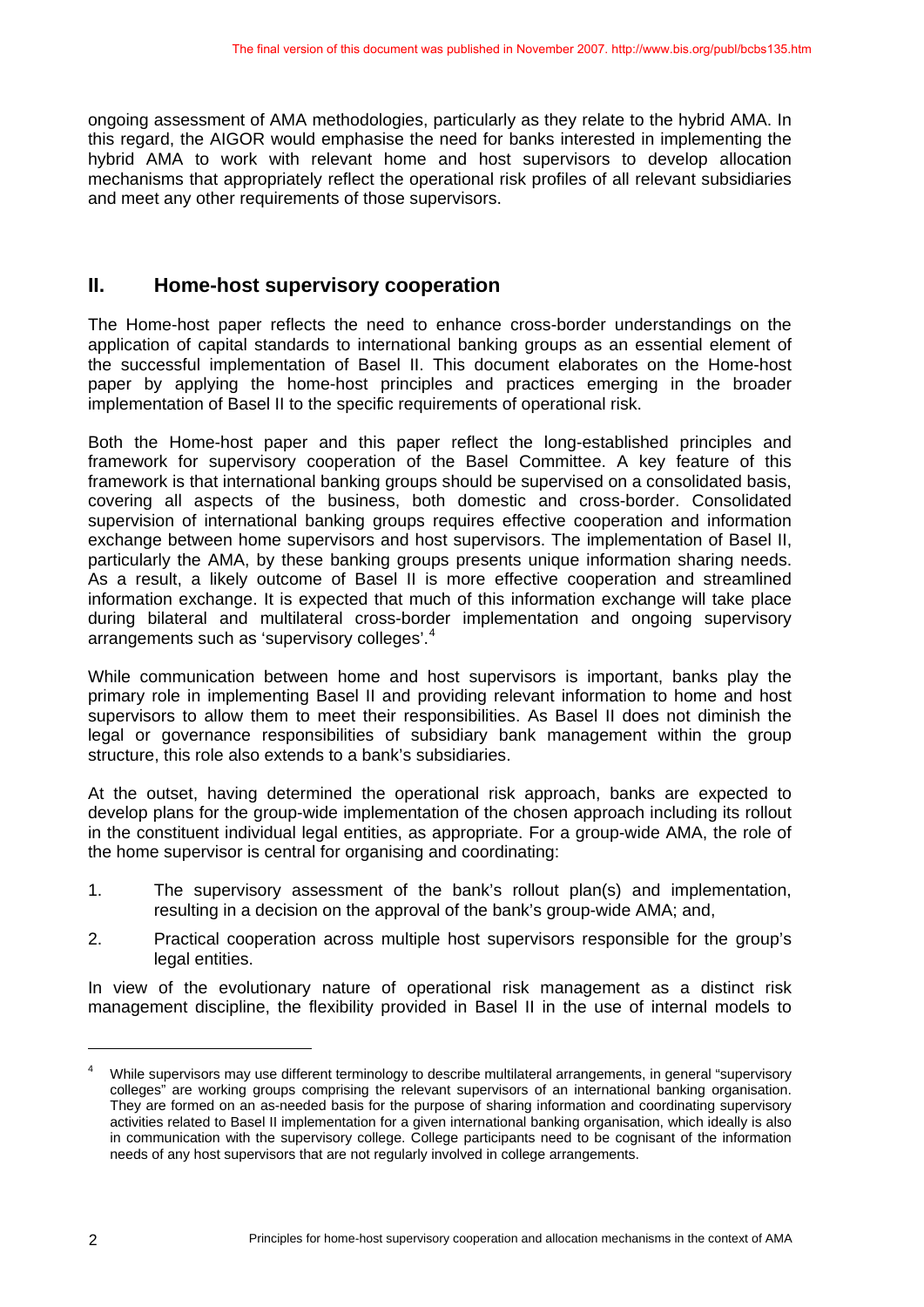ongoing assessment of AMA methodologies, particularly as they relate to the hybrid AMA. In this regard, the AIGOR would emphasise the need for banks interested in implementing the hybrid AMA to work with relevant home and host supervisors to develop allocation mechanisms that appropriately reflect the operational risk profiles of all relevant subsidiaries and meet any other requirements of those supervisors.

## II. Home-host supervisory cooperation

The Home-host paper reflects the need to enhance cross-border understandings on the application of capital standards to international banking groups as an essential element of the successful implementation of Basel II. This document elaborates on the Home-host paper by applying the home-host principles and practices emerging in the broader implementation of Basel II to the specific requirements of operational risk.

Both the Home-host paper and this paper reflect the long-established principles and framework for supervisory cooperation of the Basel Committee. A key feature of this framework is that international banking groups should be supervised on a consolidated basis, covering all aspects of the business, both domestic and cross-border. Consolidated supervision of international banking groups requires effective cooperation and information exchange between home supervisors and host supervisors. The implementation of Basel II, particularly the AMA, by these banking groups presents unique information sharing needs. As a result, a likely outcome of Basel II is more effective cooperation and streamlined information exchange. It is expected that much of this information exchange will take place during bilateral and multilateral cross-border implementation and ongoing supervisory arrangements such as 'supervisory colleges'.[4]

While communication between home and host supervisors is important, banks play the primary role in implementing Basel II and providing relevant information to home and host supervisors to allow them to meet their responsibilities. As Basel II does not diminish the legal or governance responsibilities of subsidiary bank management within the group structure, this role also extends to a bank's subsidiaries.

At the outset, having determined the operational risk approach, banks are expected to develop plans for the group-wide implementation of the chosen approach including its rollout in the constituent individual legal entities, as appropriate. For a group-wide AMA, the role of the home supervisor is central for organising and coordinating:

1. The supervisory assessment of the bank's rollout plan(s) and implementation, resulting in a decision on the approval of the bank's group-wide AMA; and,

2. Practical cooperation across multiple host supervisors responsible for the group's legal entities.

In view of the evolutionary nature of operational risk management as a distinct risk management discipline, the flexibility provided in Basel II in the use of internal models to

[4] While supervisors may use different terminology to describe multilateral arrangements, in general "supervisory colleges" are working groups comprising the relevant supervisors of an international banking organisation. They are formed on an as-needed basis for the purpose of sharing information and coordinating supervisory activities related to Basel II implementation for a given international banking organisation, which ideally is also in communication with the supervisory college. College participants need to be cognisant of the information needs of any host supervisors that are not regularly involved in college arrangements.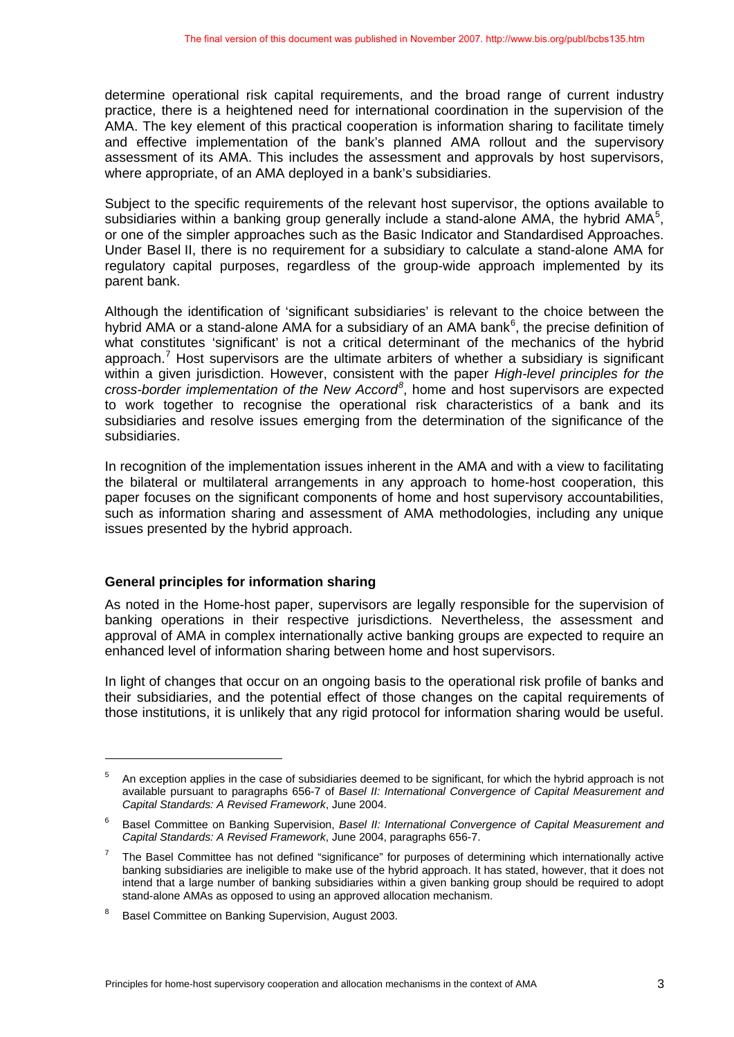determine operational risk capital requirements, and the broad range of current industry practice, there is a heightened need for international coordination in the supervision of the AMA. The key element of this practical cooperation is information sharing to facilitate timely and effective implementation of the bank's planned AMA rollout and the supervisory assessment of its AMA. This includes the assessment and approvals by host supervisors, where appropriate, of an AMA deployed in a bank's subsidiaries.

Subject to the specific requirements of the relevant host supervisor, the options available to subsidiaries within a banking group generally include a stand-alone AMA, the hybrid AMA[5], or one of the simpler approaches such as the Basic Indicator and Standardised Approaches. Under Basel II, there is no requirement for a subsidiary to calculate a stand-alone AMA for regulatory capital purposes, regardless of the group-wide approach implemented by its parent bank.

Although the identification of 'significant subsidiaries' is relevant to the choice between the hybrid AMA or a stand-alone AMA for a subsidiary of an AMA bank[6], the precise definition of what constitutes 'significant' is not a critical determinant of the mechanics of the hybrid approach.[7] Host supervisors are the ultimate arbiters of whether a subsidiary is significant within a given jurisdiction. However, consistent with the paper *High-level principles for the cross-border implementation of the New Accord*[8], home and host supervisors are expected to work together to recognise the operational risk characteristics of a bank and its subsidiaries and resolve issues emerging from the determination of the significance of the subsidiaries.

In recognition of the implementation issues inherent in the AMA and with a view to facilitating the bilateral or multilateral arrangements in any approach to home-host cooperation, this paper focuses on the significant components of home and host supervisory accountabilities, such as information sharing and assessment of AMA methodologies, including any unique issues presented by the hybrid approach.

## General principles for information sharing

As noted in the Home-host paper, supervisors are legally responsible for the supervision of banking operations in their respective jurisdictions. Nevertheless, the assessment and approval of AMA in complex internationally active banking groups are expected to require an enhanced level of information sharing between home and host supervisors.

In light of changes that occur on an ongoing basis to the operational risk profile of banks and their subsidiaries, and the potential effect of those changes on the capital requirements of those institutions, it is unlikely that any rigid protocol for information sharing would be useful.

---

[5] An exception applies in the case of subsidiaries deemed to be significant, for which the hybrid approach is not available pursuant to paragraphs 656-7 of *Basel II: International Convergence of Capital Measurement and Capital Standards: A Revised Framework*, June 2004.

[6] Basel Committee on Banking Supervision, *Basel II: International Convergence of Capital Measurement and Capital Standards: A Revised Framework*, June 2004, paragraphs 656-7.

[7] The Basel Committee has not defined "significance" for purposes of determining which internationally active banking subsidiaries are ineligible to make use of the hybrid approach. It has stated, however, that it does not intend that a large number of banking subsidiaries within a given banking group should be required to adopt stand-alone AMAs as opposed to using an approved allocation mechanism.

[8] Basel Committee on Banking Supervision, August 2003.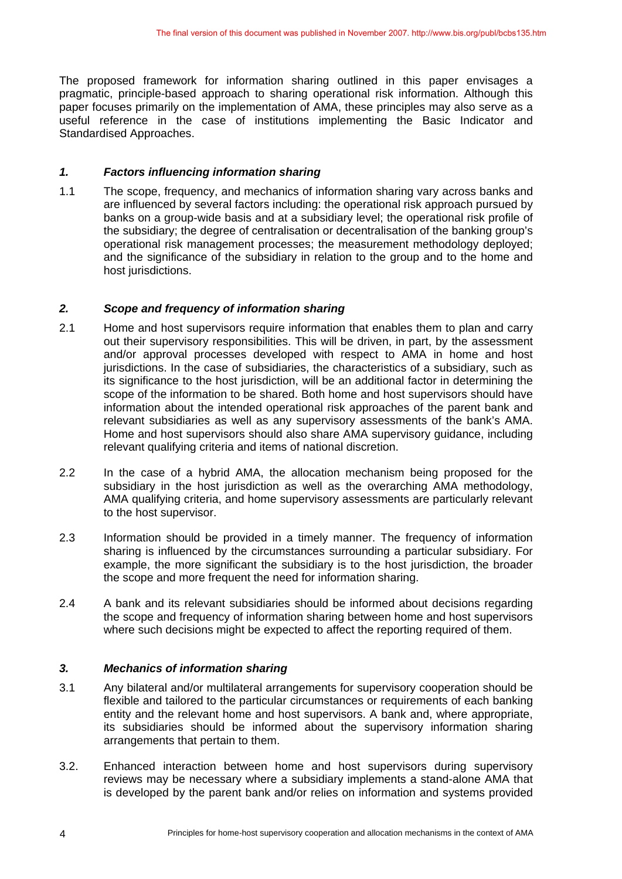The proposed framework for information sharing outlined in this paper envisages a pragmatic, principle-based approach to sharing operational risk information. Although this paper focuses primarily on the implementation of AMA, these principles may also serve as a useful reference in the case of institutions implementing the Basic Indicator and Standardised Approaches.

### *1. Factors influencing information sharing*

1.1 The scope, frequency, and mechanics of information sharing vary across banks and are influenced by several factors including: the operational risk approach pursued by banks on a group-wide basis and at a subsidiary level; the operational risk profile of the subsidiary; the degree of centralisation or decentralisation of the banking group's operational risk management processes; the measurement methodology deployed; and the significance of the subsidiary in relation to the group and to the home and host jurisdictions.

### *2. Scope and frequency of information sharing*

2.1 Home and host supervisors require information that enables them to plan and carry out their supervisory responsibilities. This will be driven, in part, by the assessment and/or approval processes developed with respect to AMA in home and host jurisdictions. In the case of subsidiaries, the characteristics of a subsidiary, such as its significance to the host jurisdiction, will be an additional factor in determining the scope of the information to be shared. Both home and host supervisors should have information about the intended operational risk approaches of the parent bank and relevant subsidiaries as well as any supervisory assessments of the bank's AMA. Home and host supervisors should also share AMA supervisory guidance, including relevant qualifying criteria and items of national discretion.

2.2 In the case of a hybrid AMA, the allocation mechanism being proposed for the subsidiary in the host jurisdiction as well as the overarching AMA methodology, AMA qualifying criteria, and home supervisory assessments are particularly relevant to the host supervisor.

2.3 Information should be provided in a timely manner. The frequency of information sharing is influenced by the circumstances surrounding a particular subsidiary. For example, the more significant the subsidiary is to the host jurisdiction, the broader the scope and more frequent the need for information sharing.

2.4 A bank and its relevant subsidiaries should be informed about decisions regarding the scope and frequency of information sharing between home and host supervisors where such decisions might be expected to affect the reporting required of them.

### *3. Mechanics of information sharing*

3.1 Any bilateral and/or multilateral arrangements for supervisory cooperation should be flexible and tailored to the particular circumstances or requirements of each banking entity and the relevant home and host supervisors. A bank and, where appropriate, its subsidiaries should be informed about the supervisory information sharing arrangements that pertain to them.

3.2. Enhanced interaction between home and host supervisors during supervisory reviews may be necessary where a subsidiary implements a stand-alone AMA that is developed by the parent bank and/or relies on information and systems provided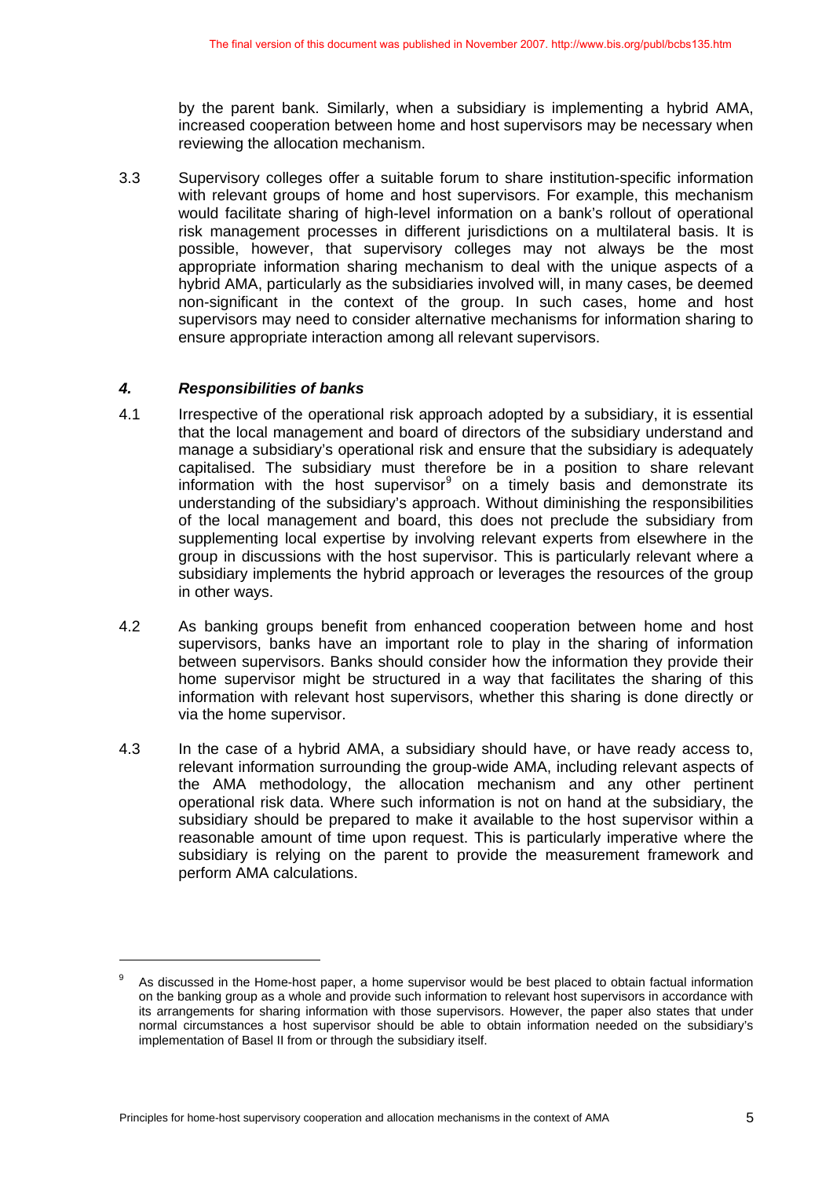by the parent bank. Similarly, when a subsidiary is implementing a hybrid AMA, increased cooperation between home and host supervisors may be necessary when reviewing the allocation mechanism.

3.3 Supervisory colleges offer a suitable forum to share institution-specific information with relevant groups of home and host supervisors. For example, this mechanism would facilitate sharing of high-level information on a bank's rollout of operational risk management processes in different jurisdictions on a multilateral basis. It is possible, however, that supervisory colleges may not always be the most appropriate information sharing mechanism to deal with the unique aspects of a hybrid AMA, particularly as the subsidiaries involved will, in many cases, be deemed non-significant in the context of the group. In such cases, home and host supervisors may need to consider alternative mechanisms for information sharing to ensure appropriate interaction among all relevant supervisors.

### *4. Responsibilities of banks*

4.1 Irrespective of the operational risk approach adopted by a subsidiary, it is essential that the local management and board of directors of the subsidiary understand and manage a subsidiary's operational risk and ensure that the subsidiary is adequately capitalised. The subsidiary must therefore be in a position to share relevant information with the host supervisor[9] on a timely basis and demonstrate its understanding of the subsidiary's approach. Without diminishing the responsibilities of the local management and board, this does not preclude the subsidiary from supplementing local expertise by involving relevant experts from elsewhere in the group in discussions with the host supervisor. This is particularly relevant where a subsidiary implements the hybrid approach or leverages the resources of the group in other ways.

4.2 As banking groups benefit from enhanced cooperation between home and host supervisors, banks have an important role to play in the sharing of information between supervisors. Banks should consider how the information they provide their home supervisor might be structured in a way that facilitates the sharing of this information with relevant host supervisors, whether this sharing is done directly or via the home supervisor.

4.3 In the case of a hybrid AMA, a subsidiary should have, or have ready access to, relevant information surrounding the group-wide AMA, including relevant aspects of the AMA methodology, the allocation mechanism and any other pertinent operational risk data. Where such information is not on hand at the subsidiary, the subsidiary should be prepared to make it available to the host supervisor within a reasonable amount of time upon request. This is particularly imperative where the subsidiary is relying on the parent to provide the measurement framework and perform AMA calculations.

---

[9] As discussed in the Home-host paper, a home supervisor would be best placed to obtain factual information on the banking group as a whole and provide such information to relevant host supervisors in accordance with its arrangements for sharing information with those supervisors. However, the paper also states that under normal circumstances a host supervisor should be able to obtain information needed on the subsidiary's implementation of Basel II from or through the subsidiary itself.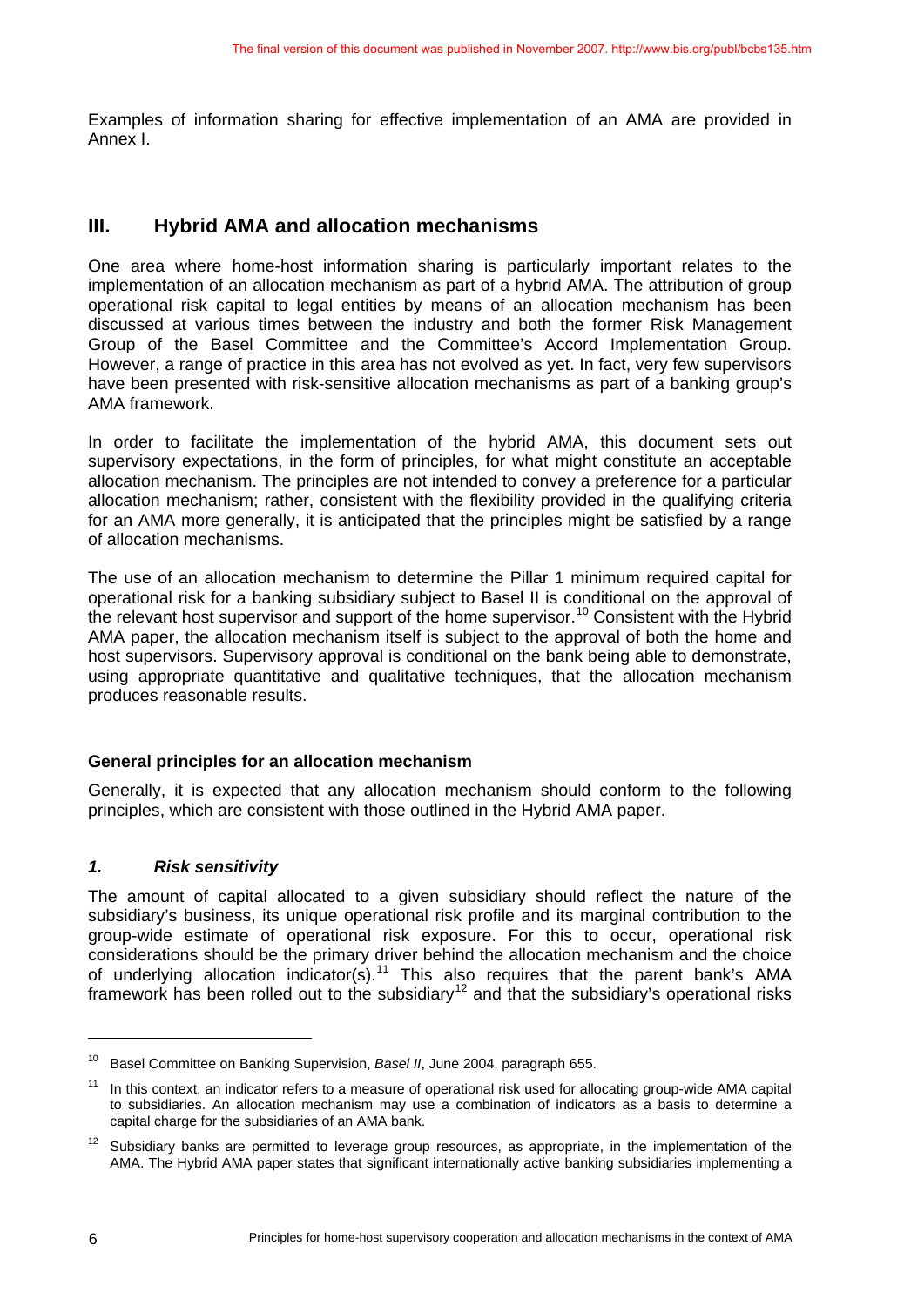Examples of information sharing for effective implementation of an AMA are provided in Annex I.

## III. Hybrid AMA and allocation mechanisms

One area where home-host information sharing is particularly important relates to the implementation of an allocation mechanism as part of a hybrid AMA. The attribution of group operational risk capital to legal entities by means of an allocation mechanism has been discussed at various times between the industry and both the former Risk Management Group of the Basel Committee and the Committee's Accord Implementation Group. However, a range of practice in this area has not evolved as yet. In fact, very few supervisors have been presented with risk-sensitive allocation mechanisms as part of a banking group's AMA framework.

In order to facilitate the implementation of the hybrid AMA, this document sets out supervisory expectations, in the form of principles, for what might constitute an acceptable allocation mechanism. The principles are not intended to convey a preference for a particular allocation mechanism; rather, consistent with the flexibility provided in the qualifying criteria for an AMA more generally, it is anticipated that the principles might be satisfied by a range of allocation mechanisms.

The use of an allocation mechanism to determine the Pillar 1 minimum required capital for operational risk for a banking subsidiary subject to Basel II is conditional on the approval of the relevant host supervisor and support of the home supervisor.[10] Consistent with the Hybrid AMA paper, the allocation mechanism itself is subject to the approval of both the home and host supervisors. Supervisory approval is conditional on the bank being able to demonstrate, using appropriate quantitative and qualitative techniques, that the allocation mechanism produces reasonable results.

### General principles for an allocation mechanism

Generally, it is expected that any allocation mechanism should conform to the following principles, which are consistent with those outlined in the Hybrid AMA paper.

#### *1. Risk sensitivity*

The amount of capital allocated to a given subsidiary should reflect the nature of the subsidiary's business, its unique operational risk profile and its marginal contribution to the group-wide estimate of operational risk exposure. For this to occur, operational risk considerations should be the primary driver behind the allocation mechanism and the choice of underlying allocation indicator(s).[11] This also requires that the parent bank's AMA framework has been rolled out to the subsidiary[12] and that the subsidiary's operational risks

---

[10] Basel Committee on Banking Supervision, *Basel II*, June 2004, paragraph 655.

[11] In this context, an indicator refers to a measure of operational risk used for allocating group-wide AMA capital to subsidiaries. An allocation mechanism may use a combination of indicators as a basis to determine a capital charge for the subsidiaries of an AMA bank.

[12] Subsidiary banks are permitted to leverage group resources, as appropriate, in the implementation of the AMA. The Hybrid AMA paper states that significant internationally active banking subsidiaries implementing a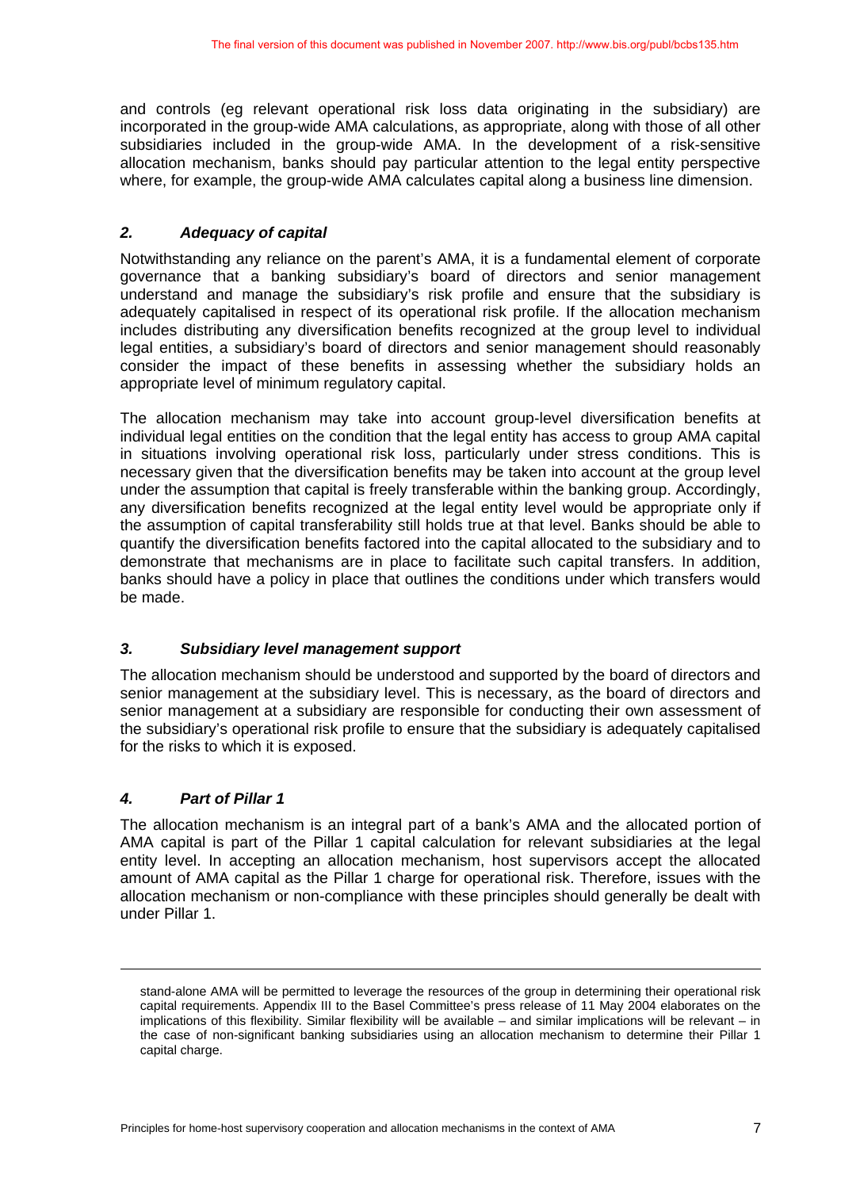and controls (eg relevant operational risk loss data originating in the subsidiary) are incorporated in the group-wide AMA calculations, as appropriate, along with those of all other subsidiaries included in the group-wide AMA. In the development of a risk-sensitive allocation mechanism, banks should pay particular attention to the legal entity perspective where, for example, the group-wide AMA calculates capital along a business line dimension.

### *2. Adequacy of capital*

Notwithstanding any reliance on the parent's AMA, it is a fundamental element of corporate governance that a banking subsidiary's board of directors and senior management understand and manage the subsidiary's risk profile and ensure that the subsidiary is adequately capitalised in respect of its operational risk profile. If the allocation mechanism includes distributing any diversification benefits recognized at the group level to individual legal entities, a subsidiary's board of directors and senior management should reasonably consider the impact of these benefits in assessing whether the subsidiary holds an appropriate level of minimum regulatory capital.

The allocation mechanism may take into account group-level diversification benefits at individual legal entities on the condition that the legal entity has access to group AMA capital in situations involving operational risk loss, particularly under stress conditions. This is necessary given that the diversification benefits may be taken into account at the group level under the assumption that capital is freely transferable within the banking group. Accordingly, any diversification benefits recognized at the legal entity level would be appropriate only if the assumption of capital transferability still holds true at that level. Banks should be able to quantify the diversification benefits factored into the capital allocated to the subsidiary and to demonstrate that mechanisms are in place to facilitate such capital transfers. In addition, banks should have a policy in place that outlines the conditions under which transfers would be made.

### *3. Subsidiary level management support*

The allocation mechanism should be understood and supported by the board of directors and senior management at the subsidiary level. This is necessary, as the board of directors and senior management at a subsidiary are responsible for conducting their own assessment of the subsidiary's operational risk profile to ensure that the subsidiary is adequately capitalised for the risks to which it is exposed.

### *4. Part of Pillar 1*

The allocation mechanism is an integral part of a bank's AMA and the allocated portion of AMA capital is part of the Pillar 1 capital calculation for relevant subsidiaries at the legal entity level. In accepting an allocation mechanism, host supervisors accept the allocated amount of AMA capital as the Pillar 1 charge for operational risk. Therefore, issues with the allocation mechanism or non-compliance with these principles should generally be dealt with under Pillar 1.

---

stand-alone AMA will be permitted to leverage the resources of the group in determining their operational risk capital requirements. Appendix III to the Basel Committee's press release of 11 May 2004 elaborates on the implications of this flexibility. Similar flexibility will be available – and similar implications will be relevant – in the case of non-significant banking subsidiaries using an allocation mechanism to determine their Pillar 1 capital charge.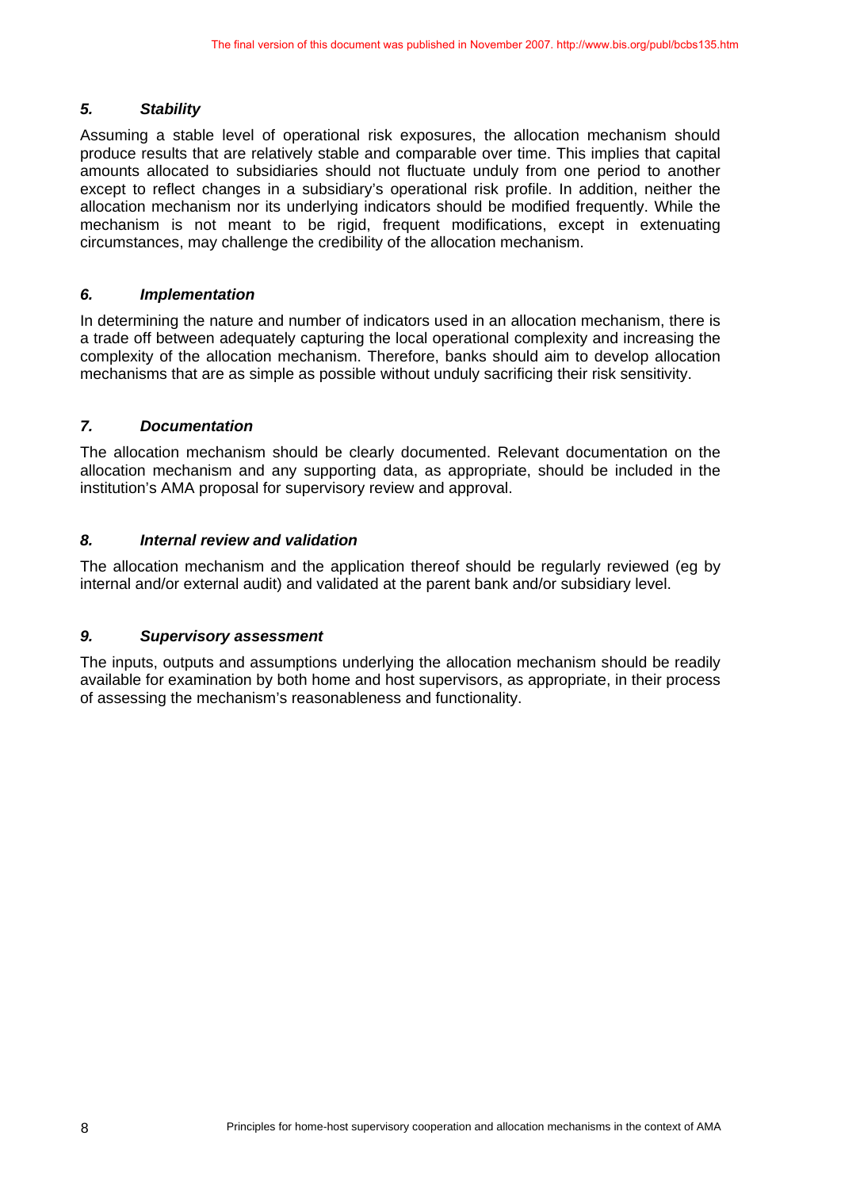### *5. Stability*

Assuming a stable level of operational risk exposures, the allocation mechanism should produce results that are relatively stable and comparable over time. This implies that capital amounts allocated to subsidiaries should not fluctuate unduly from one period to another except to reflect changes in a subsidiary's operational risk profile. In addition, neither the allocation mechanism nor its underlying indicators should be modified frequently. While the mechanism is not meant to be rigid, frequent modifications, except in extenuating circumstances, may challenge the credibility of the allocation mechanism.

### *6. Implementation*

In determining the nature and number of indicators used in an allocation mechanism, there is a trade off between adequately capturing the local operational complexity and increasing the complexity of the allocation mechanism. Therefore, banks should aim to develop allocation mechanisms that are as simple as possible without unduly sacrificing their risk sensitivity.

### *7. Documentation*

The allocation mechanism should be clearly documented. Relevant documentation on the allocation mechanism and any supporting data, as appropriate, should be included in the institution's AMA proposal for supervisory review and approval.

### *8. Internal review and validation*

The allocation mechanism and the application thereof should be regularly reviewed (eg by internal and/or external audit) and validated at the parent bank and/or subsidiary level.

### *9. Supervisory assessment*

The inputs, outputs and assumptions underlying the allocation mechanism should be readily available for examination by both home and host supervisors, as appropriate, in their process of assessing the mechanism's reasonableness and functionality.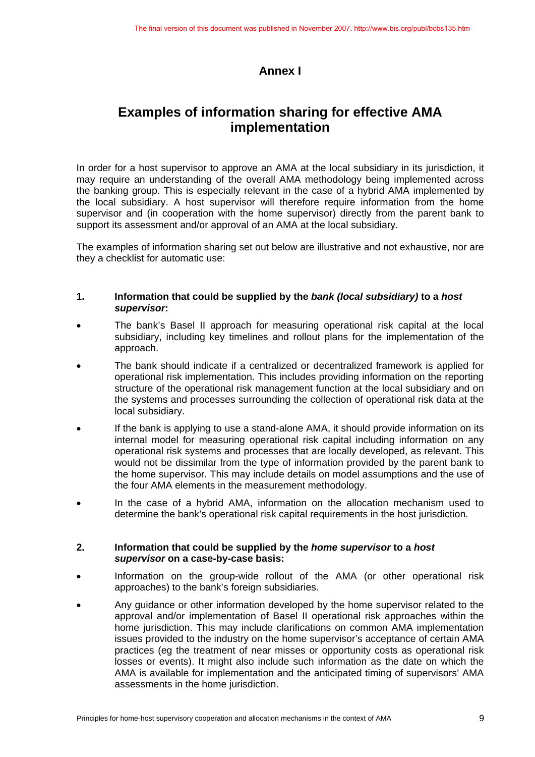# Annex I

## Examples of information sharing for effective AMA implementation

In order for a host supervisor to approve an AMA at the local subsidiary in its jurisdiction, it may require an understanding of the overall AMA methodology being implemented across the banking group. This is especially relevant in the case of a hybrid AMA implemented by the local subsidiary. A host supervisor will therefore require information from the home supervisor and (in cooperation with the home supervisor) directly from the parent bank to support its assessment and/or approval of an AMA at the local subsidiary.

The examples of information sharing set out below are illustrative and not exhaustive, nor are they a checklist for automatic use:

### 1. Information that could be supplied by the *bank (local subsidiary)* to a *host supervisor*:

- The bank's Basel II approach for measuring operational risk capital at the local subsidiary, including key timelines and rollout plans for the implementation of the approach.
- The bank should indicate if a centralized or decentralized framework is applied for operational risk implementation. This includes providing information on the reporting structure of the operational risk management function at the local subsidiary and on the systems and processes surrounding the collection of operational risk data at the local subsidiary.
- If the bank is applying to use a stand-alone AMA, it should provide information on its internal model for measuring operational risk capital including information on any operational risk systems and processes that are locally developed, as relevant. This would not be dissimilar from the type of information provided by the parent bank to the home supervisor. This may include details on model assumptions and the use of the four AMA elements in the measurement methodology.
- In the case of a hybrid AMA, information on the allocation mechanism used to determine the bank's operational risk capital requirements in the host jurisdiction.

### 2. Information that could be supplied by the *home supervisor* to a *host supervisor* on a case-by-case basis:

- Information on the group-wide rollout of the AMA (or other operational risk approaches) to the bank's foreign subsidiaries.
- Any guidance or other information developed by the home supervisor related to the approval and/or implementation of Basel II operational risk approaches within the home jurisdiction. This may include clarifications on common AMA implementation issues provided to the industry on the home supervisor's acceptance of certain AMA practices (eg the treatment of near misses or opportunity costs as operational risk losses or events). It might also include such information as the date on which the AMA is available for implementation and the anticipated timing of supervisors' AMA assessments in the home jurisdiction.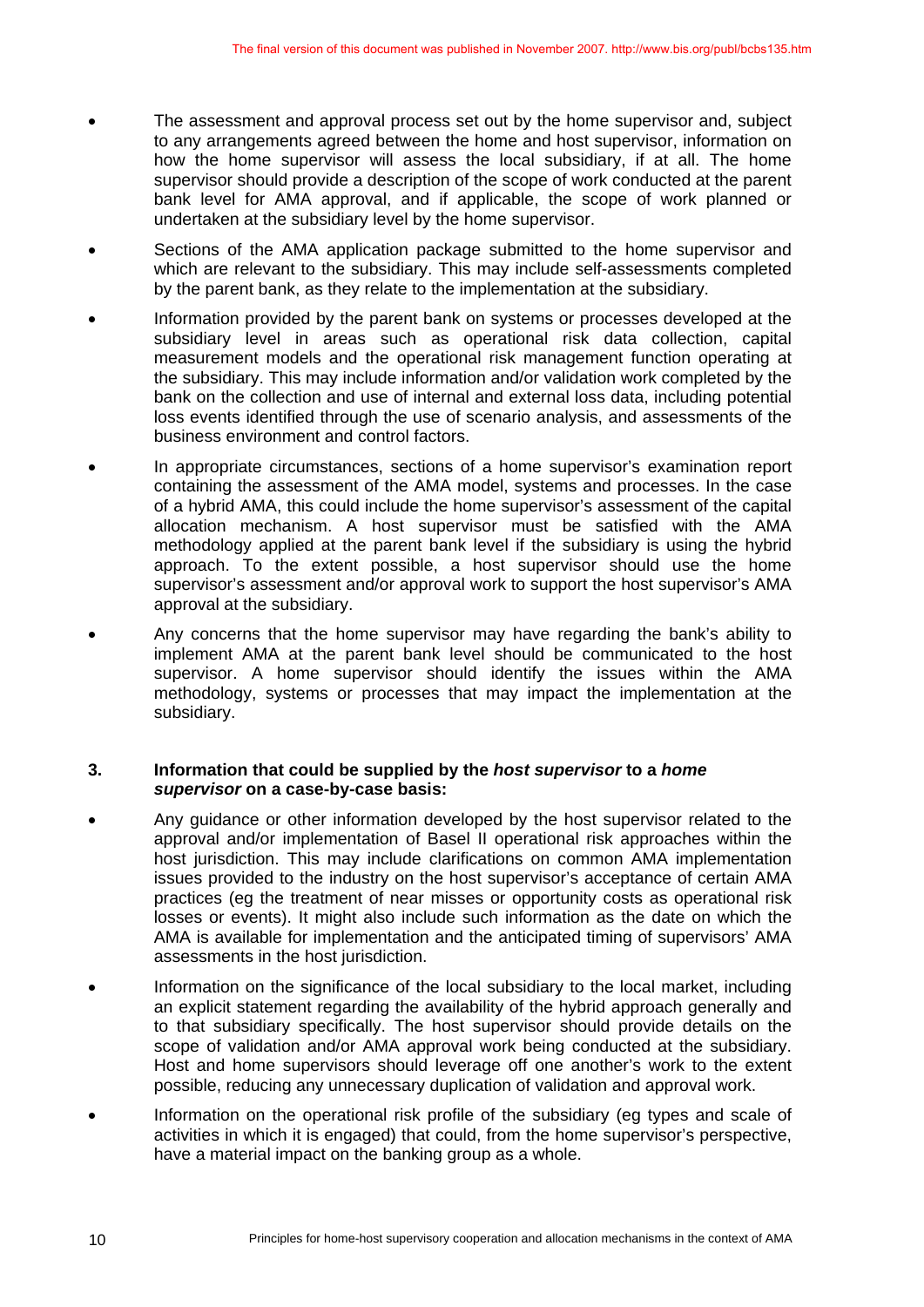- The assessment and approval process set out by the home supervisor and, subject to any arrangements agreed between the home and host supervisor, information on how the home supervisor will assess the local subsidiary, if at all. The home supervisor should provide a description of the scope of work conducted at the parent bank level for AMA approval, and if applicable, the scope of work planned or undertaken at the subsidiary level by the home supervisor.
- Sections of the AMA application package submitted to the home supervisor and which are relevant to the subsidiary. This may include self-assessments completed by the parent bank, as they relate to the implementation at the subsidiary.
- Information provided by the parent bank on systems or processes developed at the subsidiary level in areas such as operational risk data collection, capital measurement models and the operational risk management function operating at the subsidiary. This may include information and/or validation work completed by the bank on the collection and use of internal and external loss data, including potential loss events identified through the use of scenario analysis, and assessments of the business environment and control factors.
- In appropriate circumstances, sections of a home supervisor's examination report containing the assessment of the AMA model, systems and processes. In the case of a hybrid AMA, this could include the home supervisor's assessment of the capital allocation mechanism. A host supervisor must be satisfied with the AMA methodology applied at the parent bank level if the subsidiary is using the hybrid approach. To the extent possible, a host supervisor should use the home supervisor's assessment and/or approval work to support the host supervisor's AMA approval at the subsidiary.
- Any concerns that the home supervisor may have regarding the bank's ability to implement AMA at the parent bank level should be communicated to the host supervisor. A home supervisor should identify the issues within the AMA methodology, systems or processes that may impact the implementation at the subsidiary.

### 3. Information that could be supplied by the *host supervisor* to a *home supervisor* on a case-by-case basis:

- Any guidance or other information developed by the host supervisor related to the approval and/or implementation of Basel II operational risk approaches within the host jurisdiction. This may include clarifications on common AMA implementation issues provided to the industry on the host supervisor's acceptance of certain AMA practices (eg the treatment of near misses or opportunity costs as operational risk losses or events). It might also include such information as the date on which the AMA is available for implementation and the anticipated timing of supervisors' AMA assessments in the host jurisdiction.
- Information on the significance of the local subsidiary to the local market, including an explicit statement regarding the availability of the hybrid approach generally and to that subsidiary specifically. The host supervisor should provide details on the scope of validation and/or AMA approval work being conducted at the subsidiary. Host and home supervisors should leverage off one another's work to the extent possible, reducing any unnecessary duplication of validation and approval work.
- Information on the operational risk profile of the subsidiary (eg types and scale of activities in which it is engaged) that could, from the home supervisor's perspective, have a material impact on the banking group as a whole.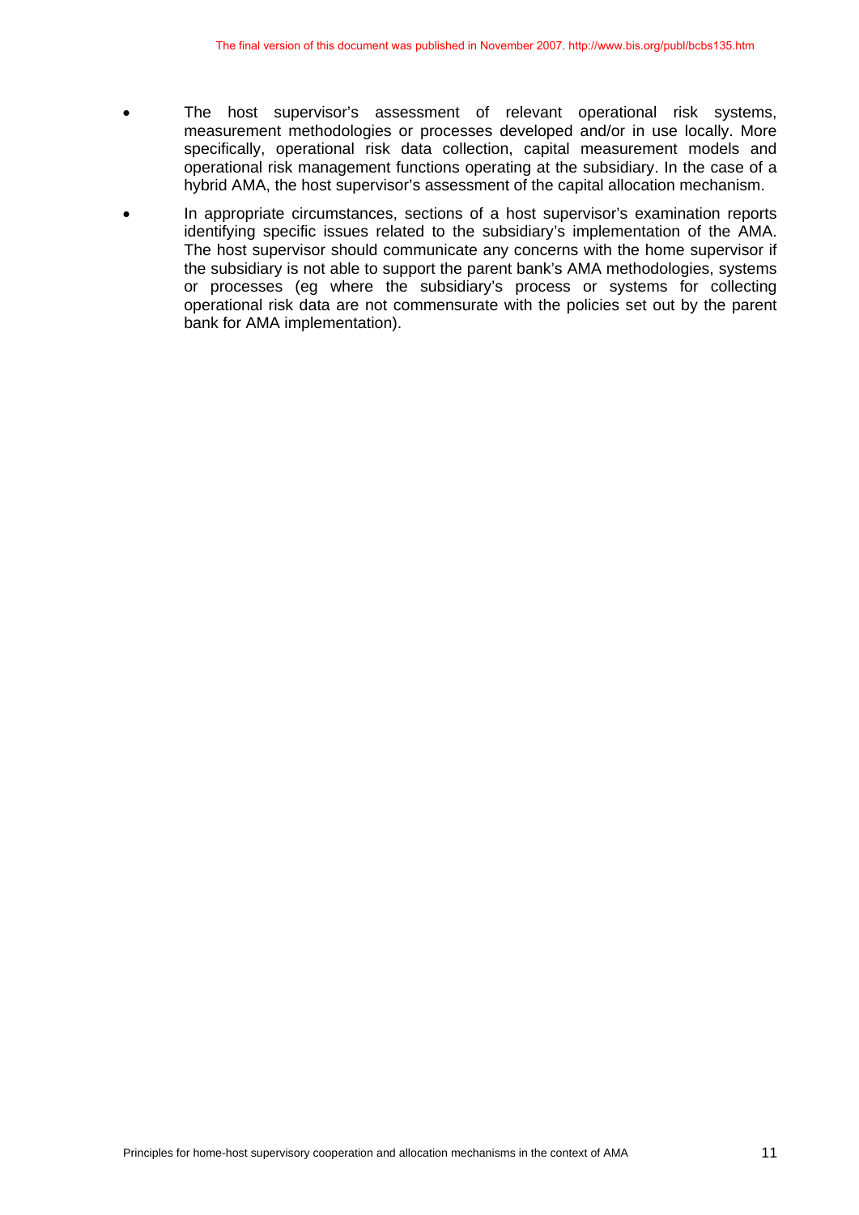- The host supervisor's assessment of relevant operational risk systems, measurement methodologies or processes developed and/or in use locally. More specifically, operational risk data collection, capital measurement models and operational risk management functions operating at the subsidiary. In the case of a hybrid AMA, the host supervisor's assessment of the capital allocation mechanism.
- In appropriate circumstances, sections of a host supervisor's examination reports identifying specific issues related to the subsidiary's implementation of the AMA. The host supervisor should communicate any concerns with the home supervisor if the subsidiary is not able to support the parent bank's AMA methodologies, systems or processes (eg where the subsidiary's process or systems for collecting operational risk data are not commensurate with the policies set out by the parent bank for AMA implementation).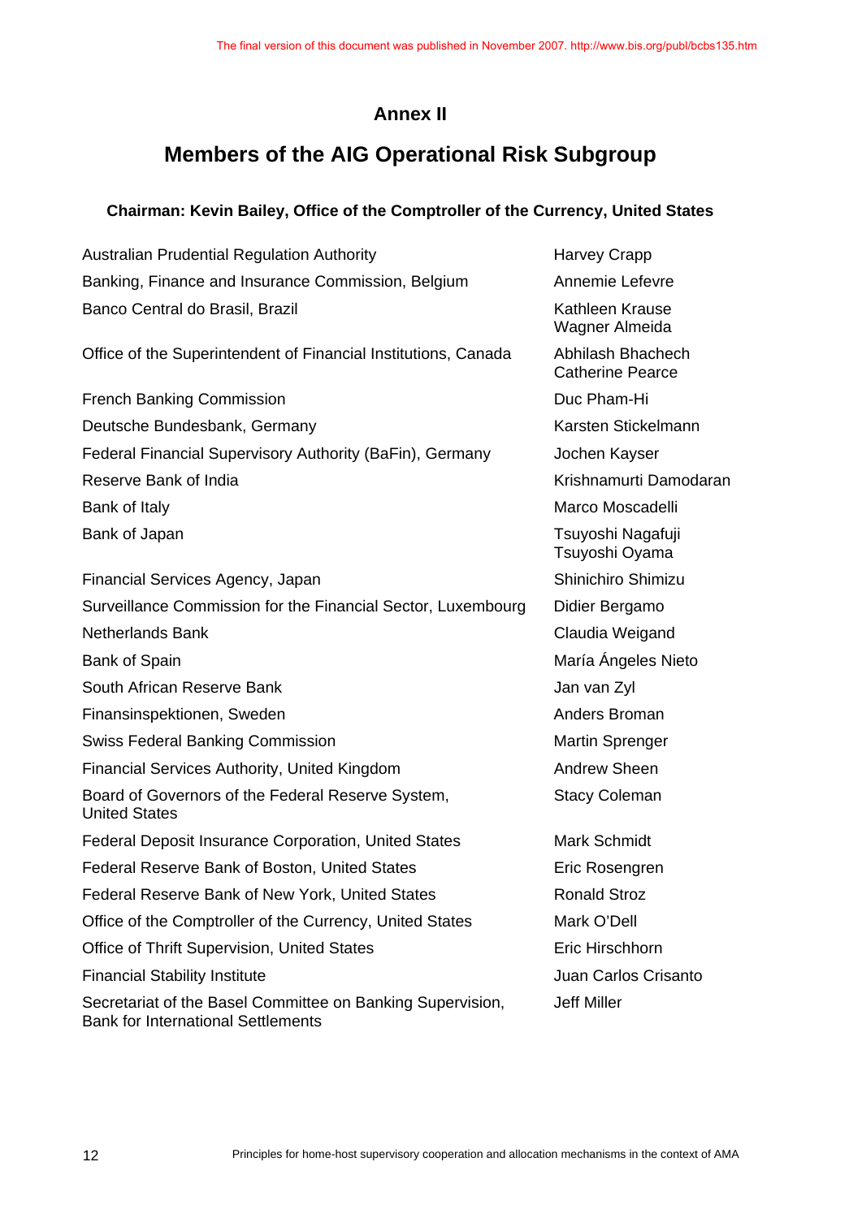## Annex II

# Members of the AIG Operational Risk Subgroup

**Chairman: Kevin Bailey, Office of the Comptroller of the Currency, United States**

| | |
|---|---|
| Australian Prudential Regulation Authority | Harvey Crapp |
| Banking, Finance and Insurance Commission, Belgium | Annemie Lefevre |
| Banco Central do Brasil, Brazil | Kathleen Krause<br>Wagner Almeida |
| Office of the Superintendent of Financial Institutions, Canada | Abhilash Bhachech<br>Catherine Pearce |
| French Banking Commission | Duc Pham-Hi |
| Deutsche Bundesbank, Germany | Karsten Stickelmann |
| Federal Financial Supervisory Authority (BaFin), Germany | Jochen Kayser |
| Reserve Bank of India | Krishnamurti Damodaran |
| Bank of Italy | Marco Moscadelli |
| Bank of Japan | Tsuyoshi Nagafuji<br>Tsuyoshi Oyama |
| Financial Services Agency, Japan | Shinichiro Shimizu |
| Surveillance Commission for the Financial Sector, Luxembourg | Didier Bergamo |
| Netherlands Bank | Claudia Weigand |
| Bank of Spain | María Ángeles Nieto |
| South African Reserve Bank | Jan van Zyl |
| Finansinspektionen, Sweden | Anders Broman |
| Swiss Federal Banking Commission | Martin Sprenger |
| Financial Services Authority, United Kingdom | Andrew Sheen |
| Board of Governors of the Federal Reserve System, United States | Stacy Coleman |
| Federal Deposit Insurance Corporation, United States | Mark Schmidt |
| Federal Reserve Bank of Boston, United States | Eric Rosengren |
| Federal Reserve Bank of New York, United States | Ronald Stroz |
| Office of the Comptroller of the Currency, United States | Mark O'Dell |
| Office of Thrift Supervision, United States | Eric Hirschhorn |
| Financial Stability Institute | Juan Carlos Crisanto |
| Secretariat of the Basel Committee on Banking Supervision, Bank for International Settlements | Jeff Miller |